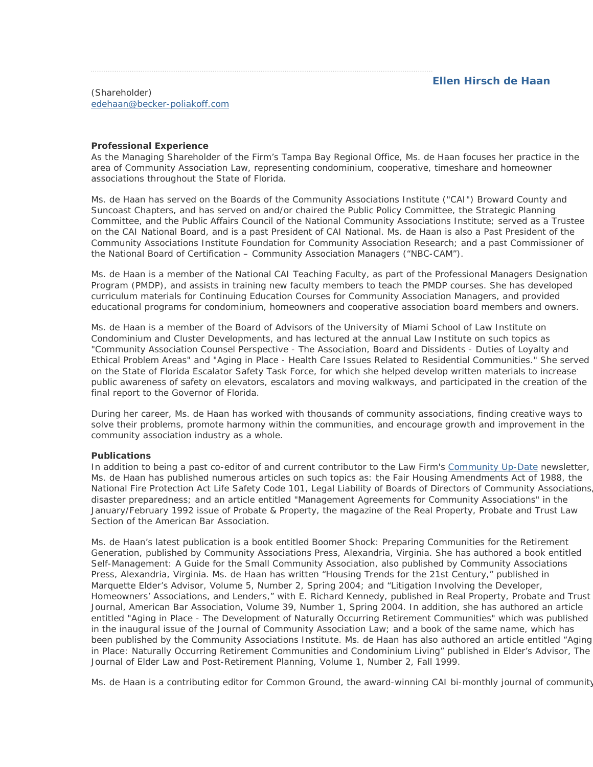# Ellen Hirsch de Haan

(Shareholder)
edehaan@becker-poliakoff.com

**Professional Experience**

As the Managing Shareholder of the Firm's Tampa Bay Regional Office, Ms. de Haan focuses her practice in the area of Community Association Law, representing condominium, cooperative, timeshare and homeowner associations throughout the State of Florida.

Ms. de Haan has served on the Boards of the Community Associations Institute ("CAI") Broward County and Suncoast Chapters, and has served on and/or chaired the Public Policy Committee, the Strategic Planning Committee, and the Public Affairs Council of the National Community Associations Institute; served as a Trustee on the CAI National Board, and is a past President of CAI National. Ms. de Haan is also a Past President of the Community Associations Institute Foundation for Community Association Research; and a past Commissioner of the National Board of Certification – Community Association Managers ("NBC-CAM").

Ms. de Haan is a member of the National CAI Teaching Faculty, as part of the Professional Managers Designation Program (PMDP), and assists in training new faculty members to teach the PMDP courses. She has developed curriculum materials for Continuing Education Courses for Community Association Managers, and provided educational programs for condominium, homeowners and cooperative association board members and owners.

Ms. de Haan is a member of the Board of Advisors of the University of Miami School of Law Institute on Condominium and Cluster Developments, and has lectured at the annual Law Institute on such topics as "Community Association Counsel Perspective - The Association, Board and Dissidents - Duties of Loyalty and Ethical Problem Areas" and "Aging in Place - Health Care Issues Related to Residential Communities." She served on the State of Florida Escalator Safety Task Force, for which she helped develop written materials to increase public awareness of safety on elevators, escalators and moving walkways, and participated in the creation of the final report to the Governor of Florida.

During her career, Ms. de Haan has worked with thousands of community associations, finding creative ways to solve their problems, promote harmony within the communities, and encourage growth and improvement in the community association industry as a whole.

**Publications**

In addition to being a past co-editor of and current contributor to the Law Firm's Community Up-Date newsletter, Ms. de Haan has published numerous articles on such topics as: the Fair Housing Amendments Act of 1988, the National Fire Protection Act Life Safety Code 101, Legal Liability of Boards of Directors of Community Associations, disaster preparedness; and an article entitled "Management Agreements for Community Associations" in the January/February 1992 issue of Probate & Property, the magazine of the Real Property, Probate and Trust Law Section of the American Bar Association.

Ms. de Haan's latest publication is a book entitled Boomer Shock: Preparing Communities for the Retirement Generation, published by Community Associations Press, Alexandria, Virginia. She has authored a book entitled Self-Management: A Guide for the Small Community Association, also published by Community Associations Press, Alexandria, Virginia. Ms. de Haan has written "Housing Trends for the 21st Century," published in Marquette Elder's Advisor, Volume 5, Number 2, Spring 2004; and "Litigation Involving the Developer, Homeowners' Associations, and Lenders," with E. Richard Kennedy, published in Real Property, Probate and Trust Journal, American Bar Association, Volume 39, Number 1, Spring 2004. In addition, she has authored an article entitled "Aging in Place - The Development of Naturally Occurring Retirement Communities" which was published in the inaugural issue of the Journal of Community Association Law; and a book of the same name, which has been published by the Community Associations Institute. Ms. de Haan has also authored an article entitled "Aging in Place: Naturally Occurring Retirement Communities and Condominium Living" published in Elder's Advisor, The Journal of Elder Law and Post-Retirement Planning, Volume 1, Number 2, Fall 1999.

Ms. de Haan is a contributing editor for Common Ground, the award-winning CAI bi-monthly journal of community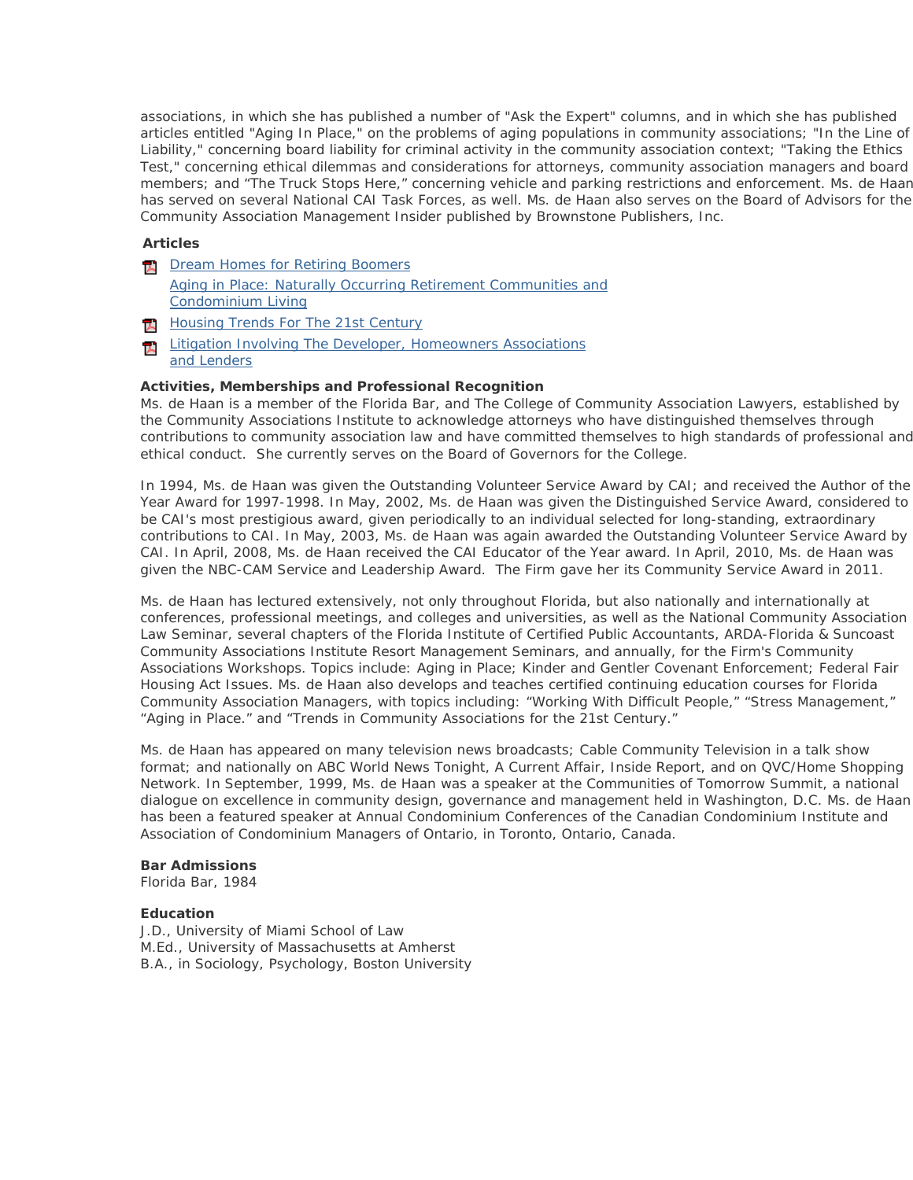associations, in which she has published a number of "Ask the Expert" columns, and in which she has published articles entitled "Aging In Place," on the problems of aging populations in community associations; "In the Line of Liability," concerning board liability for criminal activity in the community association context; "Taking the Ethics Test," concerning ethical dilemmas and considerations for attorneys, community association managers and board members; and "The Truck Stops Here," concerning vehicle and parking restrictions and enforcement. Ms. de Haan has served on several National CAI Task Forces, as well. Ms. de Haan also serves on the Board of Advisors for the Community Association Management Insider published by Brownstone Publishers, Inc.

**Articles**

- Dream Homes for Retiring Boomers
- Aging in Place: Naturally Occurring Retirement Communities and Condominium Living
- Housing Trends For The 21st Century
- Litigation Involving The Developer, Homeowners Associations and Lenders

**Activities, Memberships and Professional Recognition**

Ms. de Haan is a member of the Florida Bar, and The College of Community Association Lawyers, established by the Community Associations Institute to acknowledge attorneys who have distinguished themselves through contributions to community association law and have committed themselves to high standards of professional and ethical conduct. She currently serves on the Board of Governors for the College.

In 1994, Ms. de Haan was given the Outstanding Volunteer Service Award by CAI; and received the Author of the Year Award for 1997-1998. In May, 2002, Ms. de Haan was given the Distinguished Service Award, considered to be CAI's most prestigious award, given periodically to an individual selected for long-standing, extraordinary contributions to CAI. In May, 2003, Ms. de Haan was again awarded the Outstanding Volunteer Service Award by CAI. In April, 2008, Ms. de Haan received the CAI Educator of the Year award. In April, 2010, Ms. de Haan was given the NBC-CAM Service and Leadership Award. The Firm gave her its Community Service Award in 2011.

Ms. de Haan has lectured extensively, not only throughout Florida, but also nationally and internationally at conferences, professional meetings, and colleges and universities, as well as the National Community Association Law Seminar, several chapters of the Florida Institute of Certified Public Accountants, ARDA-Florida & Suncoast Community Associations Institute Resort Management Seminars, and annually, for the Firm's Community Associations Workshops. Topics include: Aging in Place; Kinder and Gentler Covenant Enforcement; Federal Fair Housing Act Issues. Ms. de Haan also develops and teaches certified continuing education courses for Florida Community Association Managers, with topics including: "Working With Difficult People," "Stress Management," "Aging in Place." and "Trends in Community Associations for the 21st Century."

Ms. de Haan has appeared on many television news broadcasts; Cable Community Television in a talk show format; and nationally on ABC World News Tonight, A Current Affair, Inside Report, and on QVC/Home Shopping Network. In September, 1999, Ms. de Haan was a speaker at the Communities of Tomorrow Summit, a national dialogue on excellence in community design, governance and management held in Washington, D.C. Ms. de Haan has been a featured speaker at Annual Condominium Conferences of the Canadian Condominium Institute and Association of Condominium Managers of Ontario, in Toronto, Ontario, Canada.

**Bar Admissions**

Florida Bar, 1984

**Education**

J.D., University of Miami School of Law
M.Ed., University of Massachusetts at Amherst
B.A., in Sociology, Psychology, Boston University